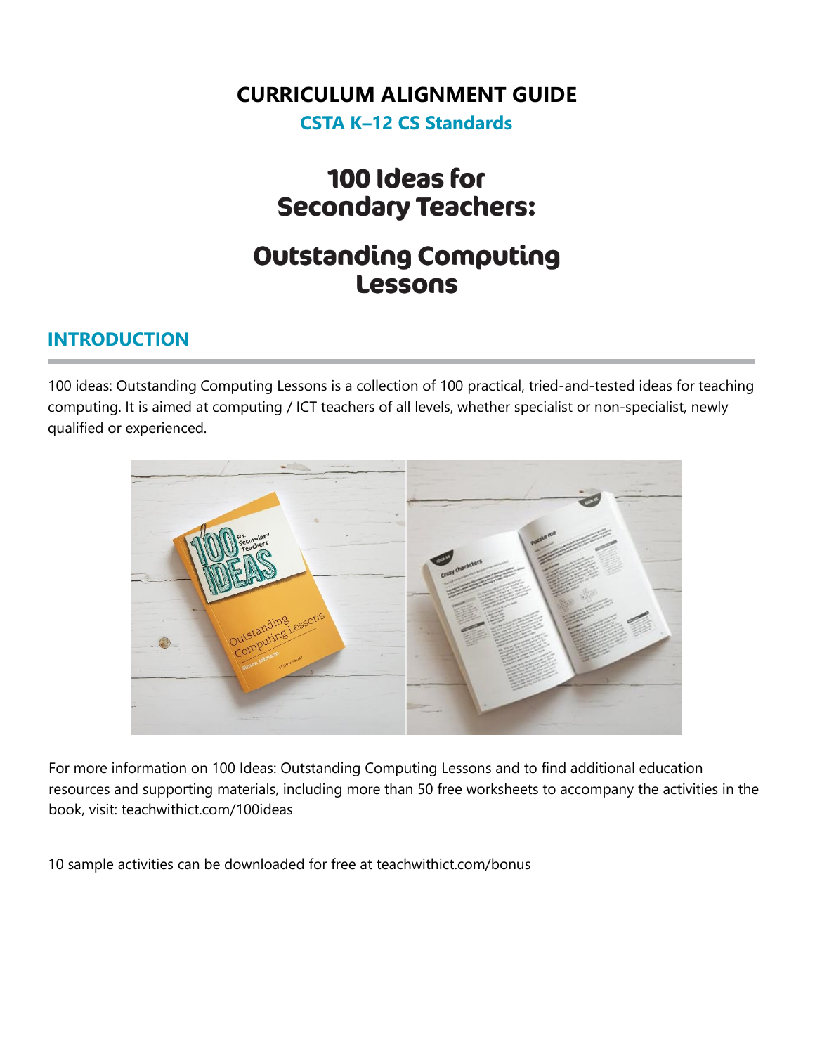# CURRICULUM ALIGNMENT GUIDE

**CSTA K–12 CS Standards**

# 100 Ideas for Secondary Teachers:

# Outstanding Computing Lessons

## INTRODUCTION

100 ideas: Outstanding Computing Lessons is a collection of 100 practical, tried-and-tested ideas for teaching computing. It is aimed at computing / ICT teachers of all levels, whether specialist or non-specialist, newly qualified or experienced.

For more information on 100 Ideas: Outstanding Computing Lessons and to find additional education resources and supporting materials, including more than 50 free worksheets to accompany the activities in the book, visit: teachwithict.com/100ideas

10 sample activities can be downloaded for free at teachwithict.com/bonus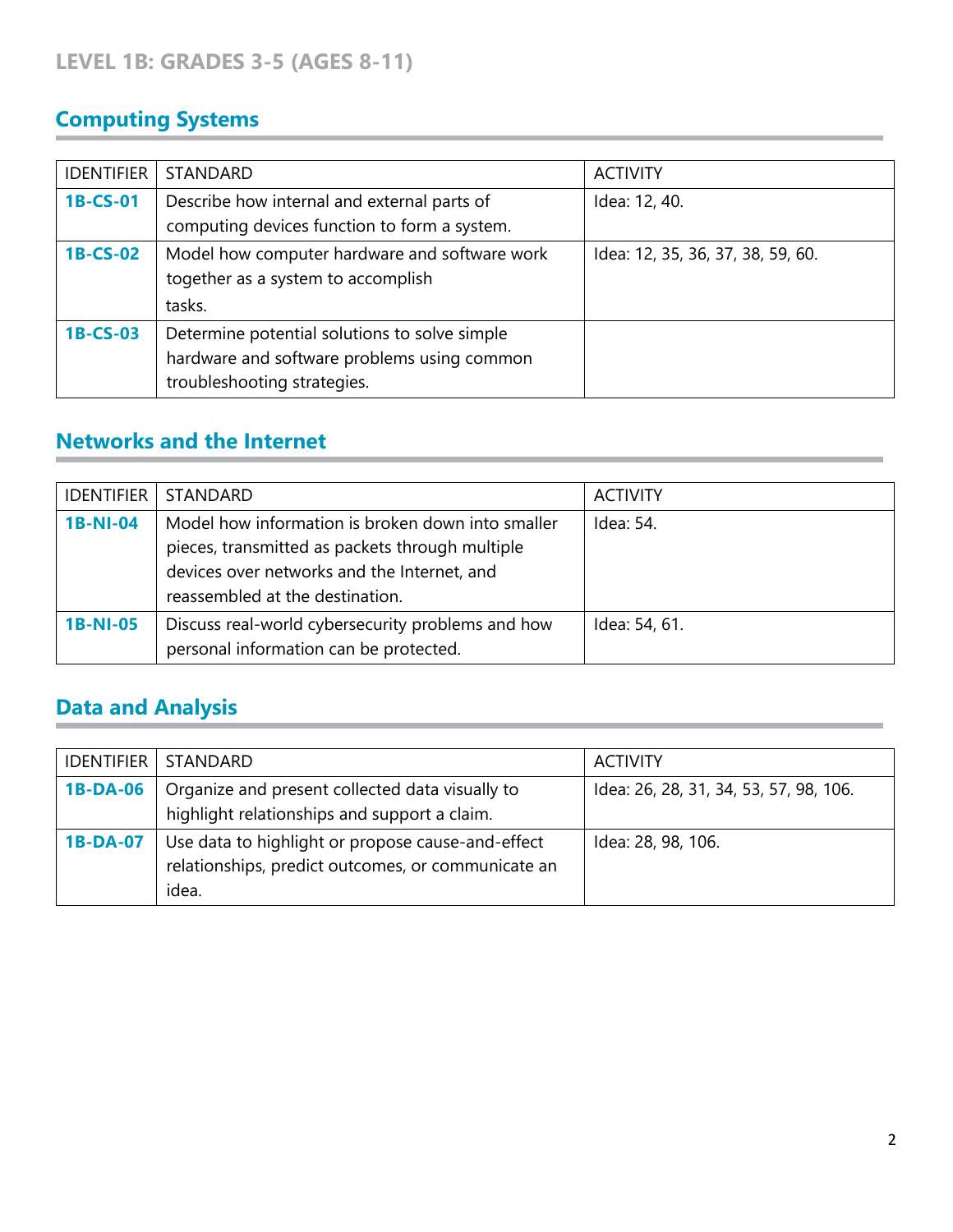## LEVEL 1B: GRADES 3-5 (AGES 8-11)

### Computing Systems

| IDENTIFIER | STANDARD | ACTIVITY |
| --- | --- | --- |
| **1B-CS-01** | Describe how internal and external parts of computing devices function to form a system. | Idea: 12, 40. |
| **1B-CS-02** | Model how computer hardware and software work together as a system to accomplish tasks. | Idea: 12, 35, 36, 37, 38, 59, 60. |
| **1B-CS-03** | Determine potential solutions to solve simple hardware and software problems using common troubleshooting strategies. | |

### Networks and the Internet

| IDENTIFIER | STANDARD | ACTIVITY |
| --- | --- | --- |
| **1B-NI-04** | Model how information is broken down into smaller pieces, transmitted as packets through multiple devices over networks and the Internet, and reassembled at the destination. | Idea: 54. |
| **1B-NI-05** | Discuss real-world cybersecurity problems and how personal information can be protected. | Idea: 54, 61. |

### Data and Analysis

| IDENTIFIER | STANDARD | ACTIVITY |
| --- | --- | --- |
| **1B-DA-06** | Organize and present collected data visually to highlight relationships and support a claim. | Idea: 26, 28, 31, 34, 53, 57, 98, 106. |
| **1B-DA-07** | Use data to highlight or propose cause-and-effect relationships, predict outcomes, or communicate an idea. | Idea: 28, 98, 106. |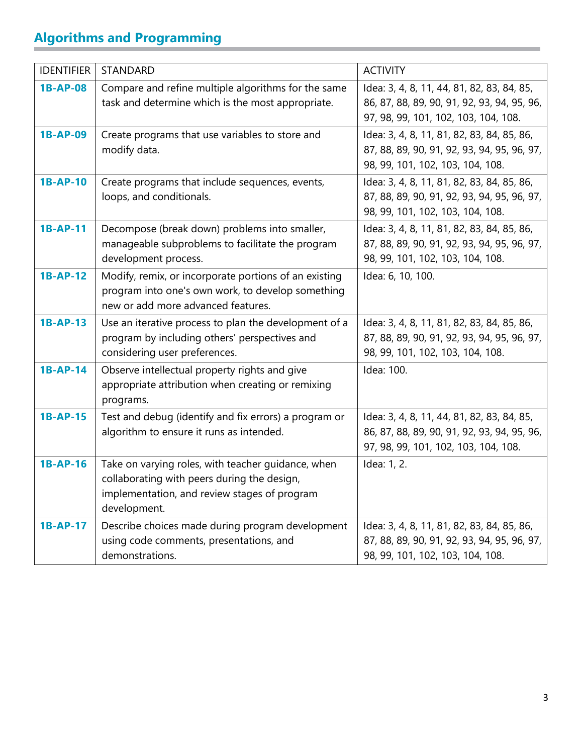## Algorithms and Programming

| IDENTIFIER | STANDARD | ACTIVITY |
|---|---|---|
| **1B-AP-08** | Compare and refine multiple algorithms for the same task and determine which is the most appropriate. | Idea: 3, 4, 8, 11, 44, 81, 82, 83, 84, 85, 86, 87, 88, 89, 90, 91, 92, 93, 94, 95, 96, 97, 98, 99, 101, 102, 103, 104, 108. |
| **1B-AP-09** | Create programs that use variables to store and modify data. | Idea: 3, 4, 8, 11, 81, 82, 83, 84, 85, 86, 87, 88, 89, 90, 91, 92, 93, 94, 95, 96, 97, 98, 99, 101, 102, 103, 104, 108. |
| **1B-AP-10** | Create programs that include sequences, events, loops, and conditionals. | Idea: 3, 4, 8, 11, 81, 82, 83, 84, 85, 86, 87, 88, 89, 90, 91, 92, 93, 94, 95, 96, 97, 98, 99, 101, 102, 103, 104, 108. |
| **1B-AP-11** | Decompose (break down) problems into smaller, manageable subproblems to facilitate the program development process. | Idea: 3, 4, 8, 11, 81, 82, 83, 84, 85, 86, 87, 88, 89, 90, 91, 92, 93, 94, 95, 96, 97, 98, 99, 101, 102, 103, 104, 108. |
| **1B-AP-12** | Modify, remix, or incorporate portions of an existing program into one's own work, to develop something new or add more advanced features. | Idea: 6, 10, 100. |
| **1B-AP-13** | Use an iterative process to plan the development of a program by including others' perspectives and considering user preferences. | Idea: 3, 4, 8, 11, 81, 82, 83, 84, 85, 86, 87, 88, 89, 90, 91, 92, 93, 94, 95, 96, 97, 98, 99, 101, 102, 103, 104, 108. |
| **1B-AP-14** | Observe intellectual property rights and give appropriate attribution when creating or remixing programs. | Idea: 100. |
| **1B-AP-15** | Test and debug (identify and fix errors) a program or algorithm to ensure it runs as intended. | Idea: 3, 4, 8, 11, 44, 81, 82, 83, 84, 85, 86, 87, 88, 89, 90, 91, 92, 93, 94, 95, 96, 97, 98, 99, 101, 102, 103, 104, 108. |
| **1B-AP-16** | Take on varying roles, with teacher guidance, when collaborating with peers during the design, implementation, and review stages of program development. | Idea: 1, 2. |
| **1B-AP-17** | Describe choices made during program development using code comments, presentations, and demonstrations. | Idea: 3, 4, 8, 11, 81, 82, 83, 84, 85, 86, 87, 88, 89, 90, 91, 92, 93, 94, 95, 96, 97, 98, 99, 101, 102, 103, 104, 108. |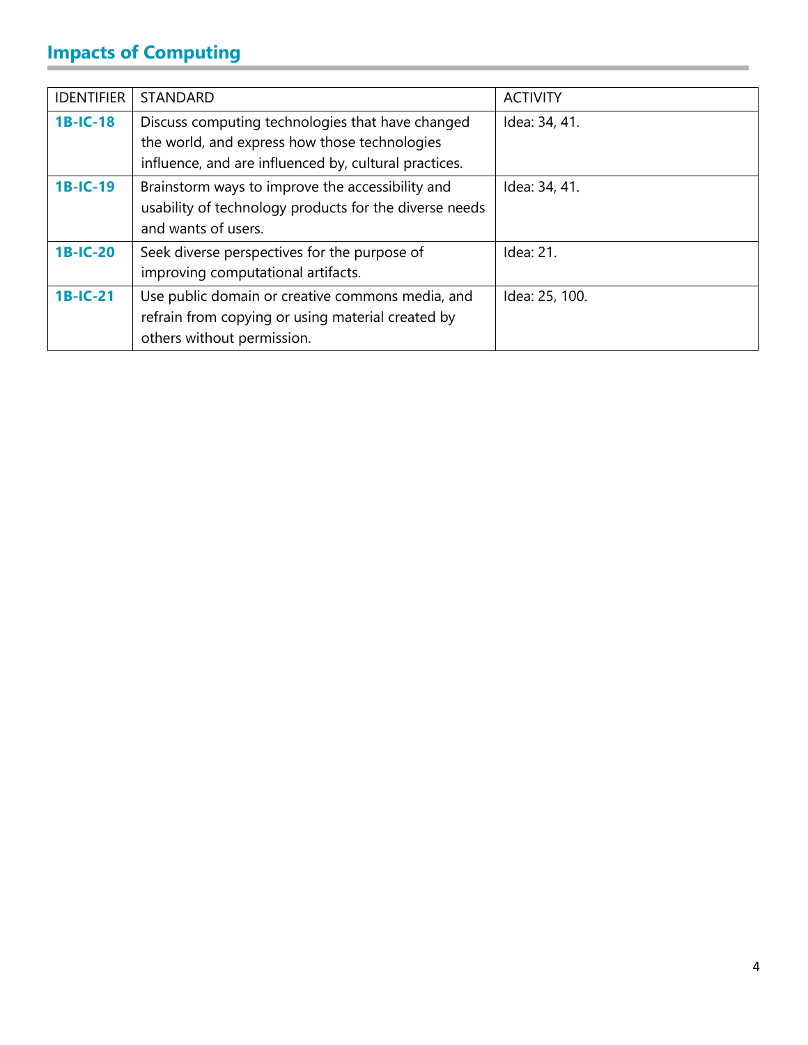## Impacts of Computing

| IDENTIFIER | STANDARD | ACTIVITY |
|---|---|---|
| **1B-IC-18** | Discuss computing technologies that have changed the world, and express how those technologies influence, and are influenced by, cultural practices. | Idea: 34, 41. |
| **1B-IC-19** | Brainstorm ways to improve the accessibility and usability of technology products for the diverse needs and wants of users. | Idea: 34, 41. |
| **1B-IC-20** | Seek diverse perspectives for the purpose of improving computational artifacts. | Idea: 21. |
| **1B-IC-21** | Use public domain or creative commons media, and refrain from copying or using material created by others without permission. | Idea: 25, 100. |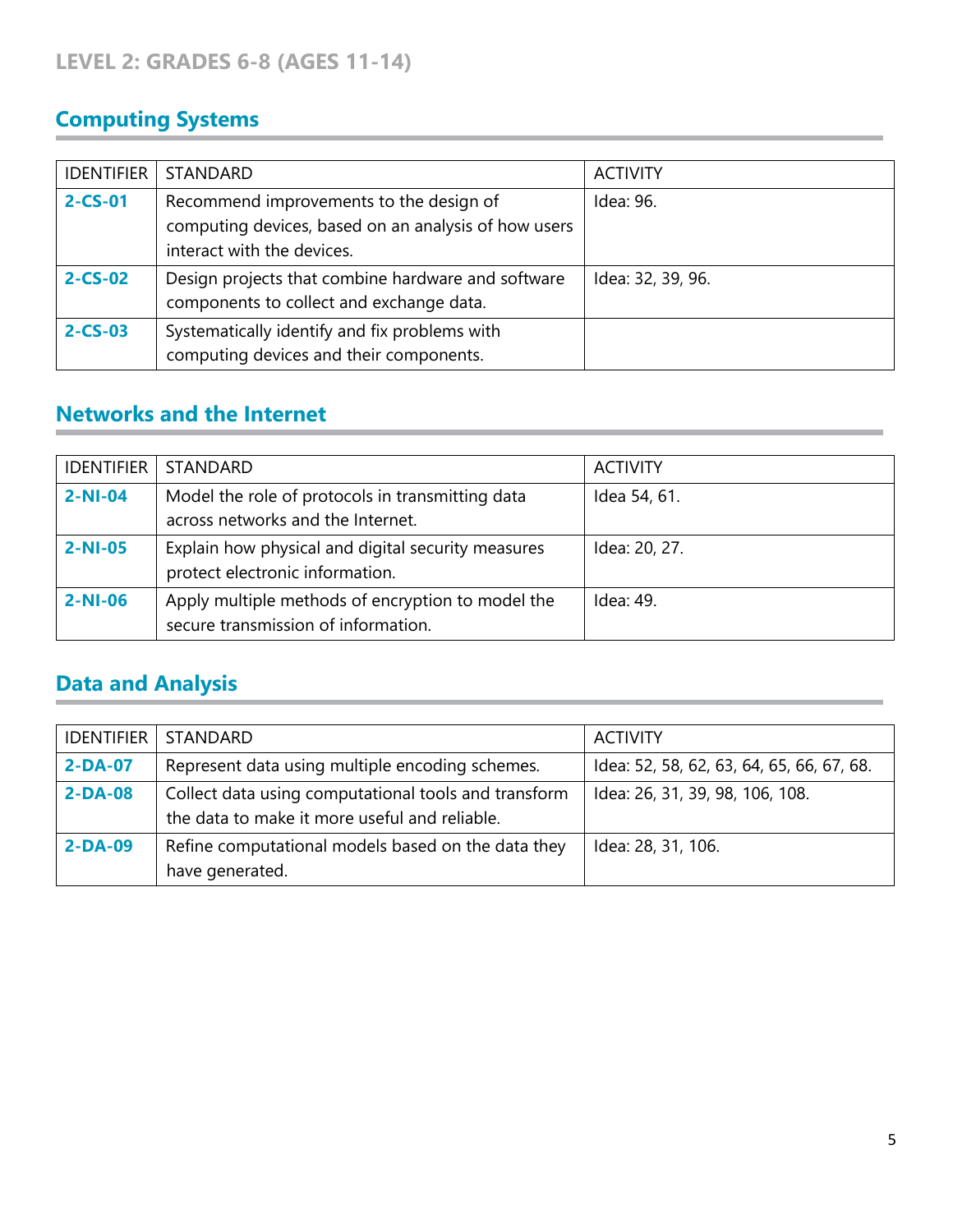## LEVEL 2: GRADES 6-8 (AGES 11-14)

### Computing Systems

| IDENTIFIER | STANDARD | ACTIVITY |
|---|---|---|
| **2-CS-01** | Recommend improvements to the design of computing devices, based on an analysis of how users interact with the devices. | Idea: 96. |
| **2-CS-02** | Design projects that combine hardware and software components to collect and exchange data. | Idea: 32, 39, 96. |
| **2-CS-03** | Systematically identify and fix problems with computing devices and their components. | |

### Networks and the Internet

| IDENTIFIER | STANDARD | ACTIVITY |
|---|---|---|
| **2-NI-04** | Model the role of protocols in transmitting data across networks and the Internet. | Idea 54, 61. |
| **2-NI-05** | Explain how physical and digital security measures protect electronic information. | Idea: 20, 27. |
| **2-NI-06** | Apply multiple methods of encryption to model the secure transmission of information. | Idea: 49. |

### Data and Analysis

| IDENTIFIER | STANDARD | ACTIVITY |
|---|---|---|
| **2-DA-07** | Represent data using multiple encoding schemes. | Idea: 52, 58, 62, 63, 64, 65, 66, 67, 68. |
| **2-DA-08** | Collect data using computational tools and transform the data to make it more useful and reliable. | Idea: 26, 31, 39, 98, 106, 108. |
| **2-DA-09** | Refine computational models based on the data they have generated. | Idea: 28, 31, 106. |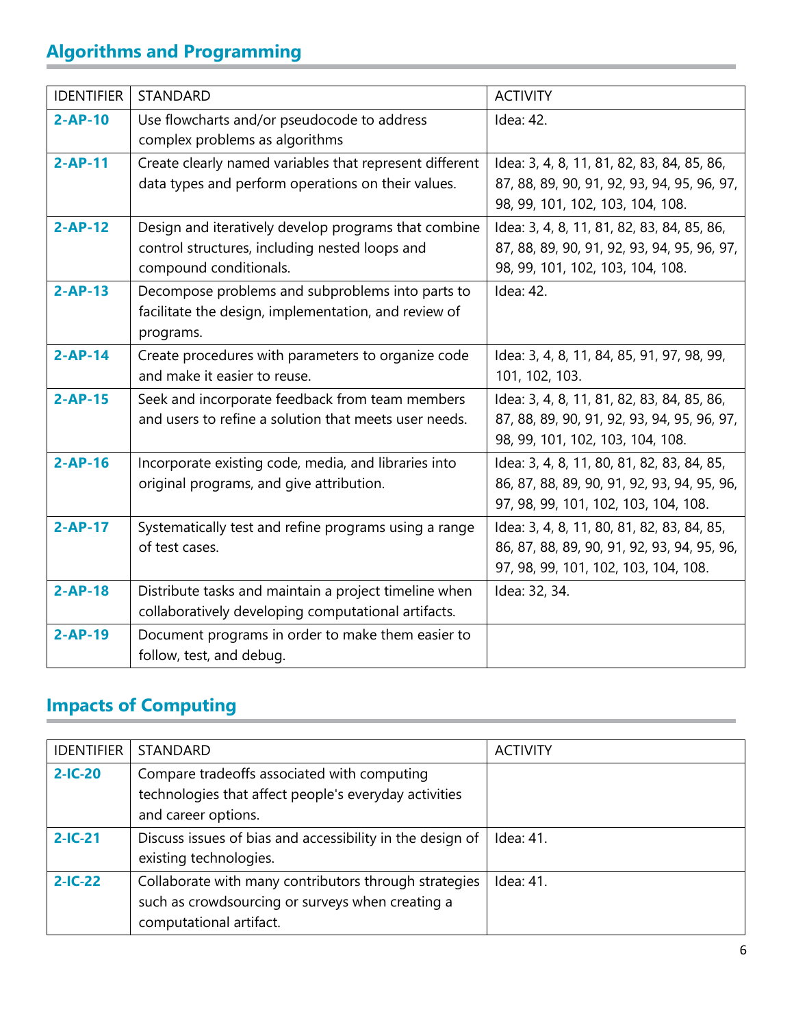## Algorithms and Programming

| IDENTIFIER | STANDARD | ACTIVITY |
|---|---|---|
| **2-AP-10** | Use flowcharts and/or pseudocode to address complex problems as algorithms | Idea: 42. |
| **2-AP-11** | Create clearly named variables that represent different data types and perform operations on their values. | Idea: 3, 4, 8, 11, 81, 82, 83, 84, 85, 86, 87, 88, 89, 90, 91, 92, 93, 94, 95, 96, 97, 98, 99, 101, 102, 103, 104, 108. |
| **2-AP-12** | Design and iteratively develop programs that combine control structures, including nested loops and compound conditionals. | Idea: 3, 4, 8, 11, 81, 82, 83, 84, 85, 86, 87, 88, 89, 90, 91, 92, 93, 94, 95, 96, 97, 98, 99, 101, 102, 103, 104, 108. |
| **2-AP-13** | Decompose problems and subproblems into parts to facilitate the design, implementation, and review of programs. | Idea: 42. |
| **2-AP-14** | Create procedures with parameters to organize code and make it easier to reuse. | Idea: 3, 4, 8, 11, 84, 85, 91, 97, 98, 99, 101, 102, 103. |
| **2-AP-15** | Seek and incorporate feedback from team members and users to refine a solution that meets user needs. | Idea: 3, 4, 8, 11, 81, 82, 83, 84, 85, 86, 87, 88, 89, 90, 91, 92, 93, 94, 95, 96, 97, 98, 99, 101, 102, 103, 104, 108. |
| **2-AP-16** | Incorporate existing code, media, and libraries into original programs, and give attribution. | Idea: 3, 4, 8, 11, 80, 81, 82, 83, 84, 85, 86, 87, 88, 89, 90, 91, 92, 93, 94, 95, 96, 97, 98, 99, 101, 102, 103, 104, 108. |
| **2-AP-17** | Systematically test and refine programs using a range of test cases. | Idea: 3, 4, 8, 11, 80, 81, 82, 83, 84, 85, 86, 87, 88, 89, 90, 91, 92, 93, 94, 95, 96, 97, 98, 99, 101, 102, 103, 104, 108. |
| **2-AP-18** | Distribute tasks and maintain a project timeline when collaboratively developing computational artifacts. | Idea: 32, 34. |
| **2-AP-19** | Document programs in order to make them easier to follow, test, and debug. | |

## Impacts of Computing

| IDENTIFIER | STANDARD | ACTIVITY |
|---|---|---|
| **2-IC-20** | Compare tradeoffs associated with computing technologies that affect people's everyday activities and career options. | |
| **2-IC-21** | Discuss issues of bias and accessibility in the design of existing technologies. | Idea: 41. |
| **2-IC-22** | Collaborate with many contributors through strategies such as crowdsourcing or surveys when creating a computational artifact. | Idea: 41. |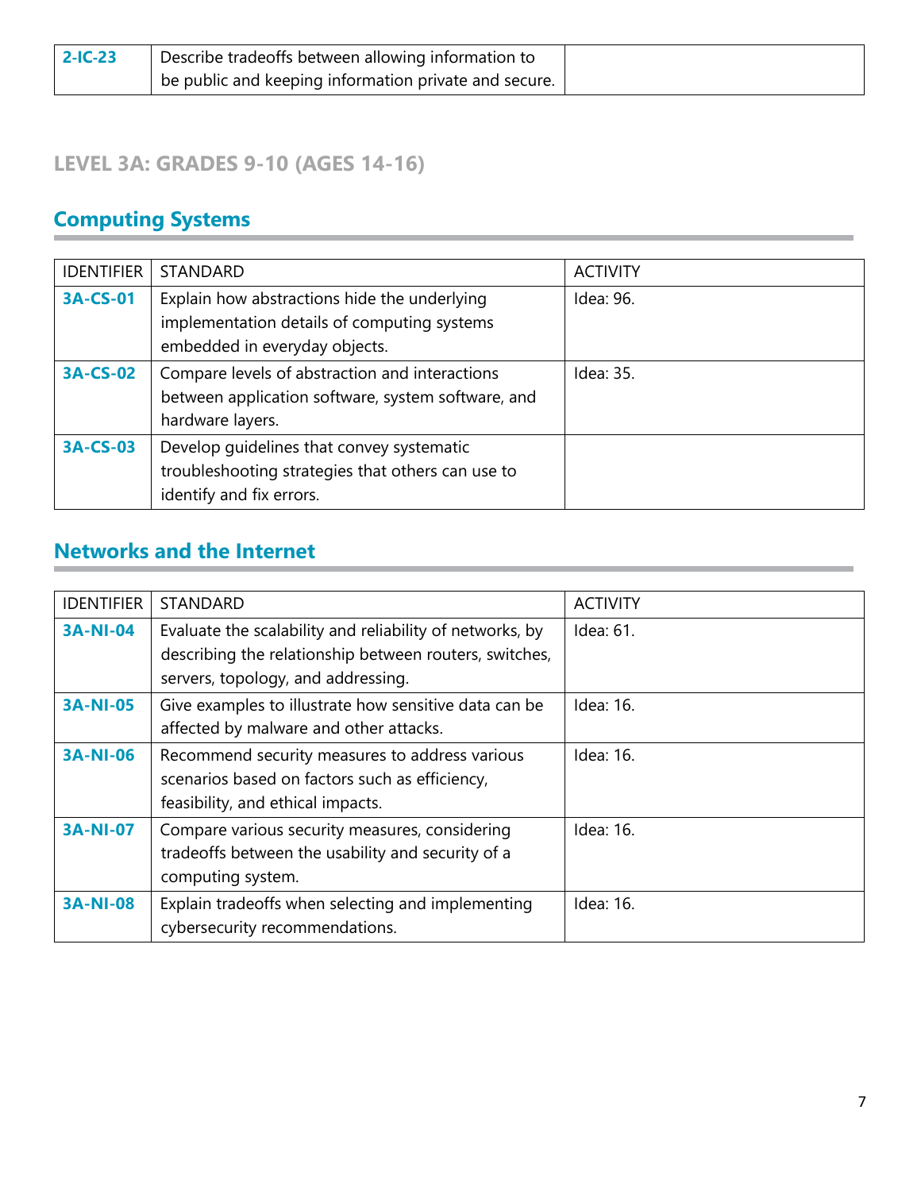| | | |
|---|---|---|
| **2-IC-23** | Describe tradeoffs between allowing information to be public and keeping information private and secure. | |

### LEVEL 3A: GRADES 9-10 (AGES 14-16)

## Computing Systems

| IDENTIFIER | STANDARD | ACTIVITY |
|---|---|---|
| **3A-CS-01** | Explain how abstractions hide the underlying implementation details of computing systems embedded in everyday objects. | Idea: 96. |
| **3A-CS-02** | Compare levels of abstraction and interactions between application software, system software, and hardware layers. | Idea: 35. |
| **3A-CS-03** | Develop guidelines that convey systematic troubleshooting strategies that others can use to identify and fix errors. | |

## Networks and the Internet

| IDENTIFIER | STANDARD | ACTIVITY |
|---|---|---|
| **3A-NI-04** | Evaluate the scalability and reliability of networks, by describing the relationship between routers, switches, servers, topology, and addressing. | Idea: 61. |
| **3A-NI-05** | Give examples to illustrate how sensitive data can be affected by malware and other attacks. | Idea: 16. |
| **3A-NI-06** | Recommend security measures to address various scenarios based on factors such as efficiency, feasibility, and ethical impacts. | Idea: 16. |
| **3A-NI-07** | Compare various security measures, considering tradeoffs between the usability and security of a computing system. | Idea: 16. |
| **3A-NI-08** | Explain tradeoffs when selecting and implementing cybersecurity recommendations. | Idea: 16. |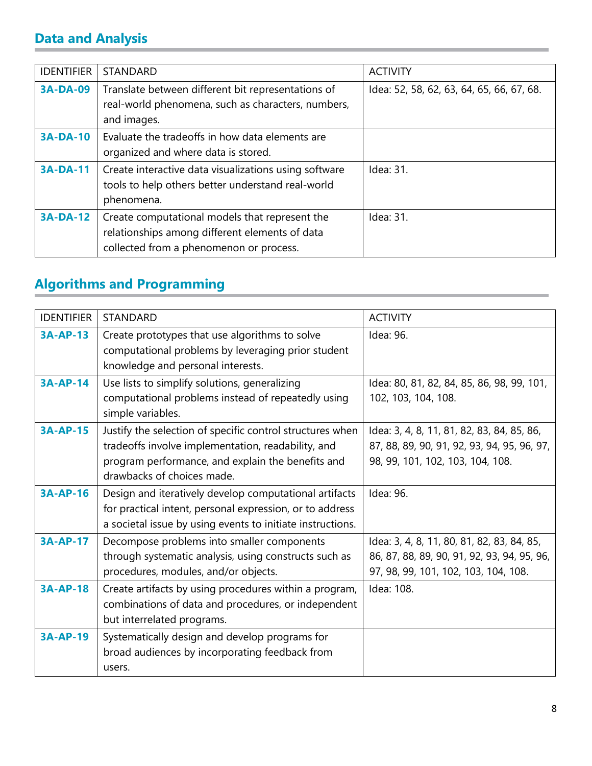## Data and Analysis

| IDENTIFIER | STANDARD | ACTIVITY |
| --- | --- | --- |
| **3A-DA-09** | Translate between different bit representations of real-world phenomena, such as characters, numbers, and images. | Idea: 52, 58, 62, 63, 64, 65, 66, 67, 68. |
| **3A-DA-10** | Evaluate the tradeoffs in how data elements are organized and where data is stored. | |
| **3A-DA-11** | Create interactive data visualizations using software tools to help others better understand real-world phenomena. | Idea: 31. |
| **3A-DA-12** | Create computational models that represent the relationships among different elements of data collected from a phenomenon or process. | Idea: 31. |

## Algorithms and Programming

| IDENTIFIER | STANDARD | ACTIVITY |
| --- | --- | --- |
| **3A-AP-13** | Create prototypes that use algorithms to solve computational problems by leveraging prior student knowledge and personal interests. | Idea: 96. |
| **3A-AP-14** | Use lists to simplify solutions, generalizing computational problems instead of repeatedly using simple variables. | Idea: 80, 81, 82, 84, 85, 86, 98, 99, 101, 102, 103, 104, 108. |
| **3A-AP-15** | Justify the selection of specific control structures when tradeoffs involve implementation, readability, and program performance, and explain the benefits and drawbacks of choices made. | Idea: 3, 4, 8, 11, 81, 82, 83, 84, 85, 86, 87, 88, 89, 90, 91, 92, 93, 94, 95, 96, 97, 98, 99, 101, 102, 103, 104, 108. |
| **3A-AP-16** | Design and iteratively develop computational artifacts for practical intent, personal expression, or to address a societal issue by using events to initiate instructions. | Idea: 96. |
| **3A-AP-17** | Decompose problems into smaller components through systematic analysis, using constructs such as procedures, modules, and/or objects. | Idea: 3, 4, 8, 11, 80, 81, 82, 83, 84, 85, 86, 87, 88, 89, 90, 91, 92, 93, 94, 95, 96, 97, 98, 99, 101, 102, 103, 104, 108. |
| **3A-AP-18** | Create artifacts by using procedures within a program, combinations of data and procedures, or independent but interrelated programs. | Idea: 108. |
| **3A-AP-19** | Systematically design and develop programs for broad audiences by incorporating feedback from users. | |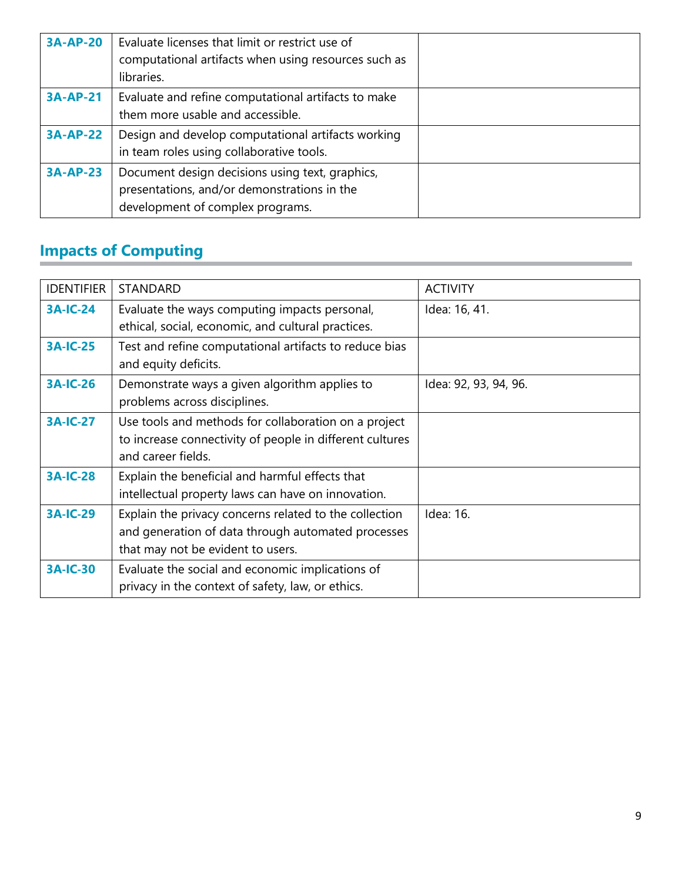| | | |
|---|---|---|
| **3A-AP-20** | Evaluate licenses that limit or restrict use of computational artifacts when using resources such as libraries. | |
| **3A-AP-21** | Evaluate and refine computational artifacts to make them more usable and accessible. | |
| **3A-AP-22** | Design and develop computational artifacts working in team roles using collaborative tools. | |
| **3A-AP-23** | Document design decisions using text, graphics, presentations, and/or demonstrations in the development of complex programs. | |

## Impacts of Computing

| IDENTIFIER | STANDARD | ACTIVITY |
|---|---|---|
| **3A-IC-24** | Evaluate the ways computing impacts personal, ethical, social, economic, and cultural practices. | Idea: 16, 41. |
| **3A-IC-25** | Test and refine computational artifacts to reduce bias and equity deficits. | |
| **3A-IC-26** | Demonstrate ways a given algorithm applies to problems across disciplines. | Idea: 92, 93, 94, 96. |
| **3A-IC-27** | Use tools and methods for collaboration on a project to increase connectivity of people in different cultures and career fields. | |
| **3A-IC-28** | Explain the beneficial and harmful effects that intellectual property laws can have on innovation. | |
| **3A-IC-29** | Explain the privacy concerns related to the collection and generation of data through automated processes that may not be evident to users. | Idea: 16. |
| **3A-IC-30** | Evaluate the social and economic implications of privacy in the context of safety, law, or ethics. | |